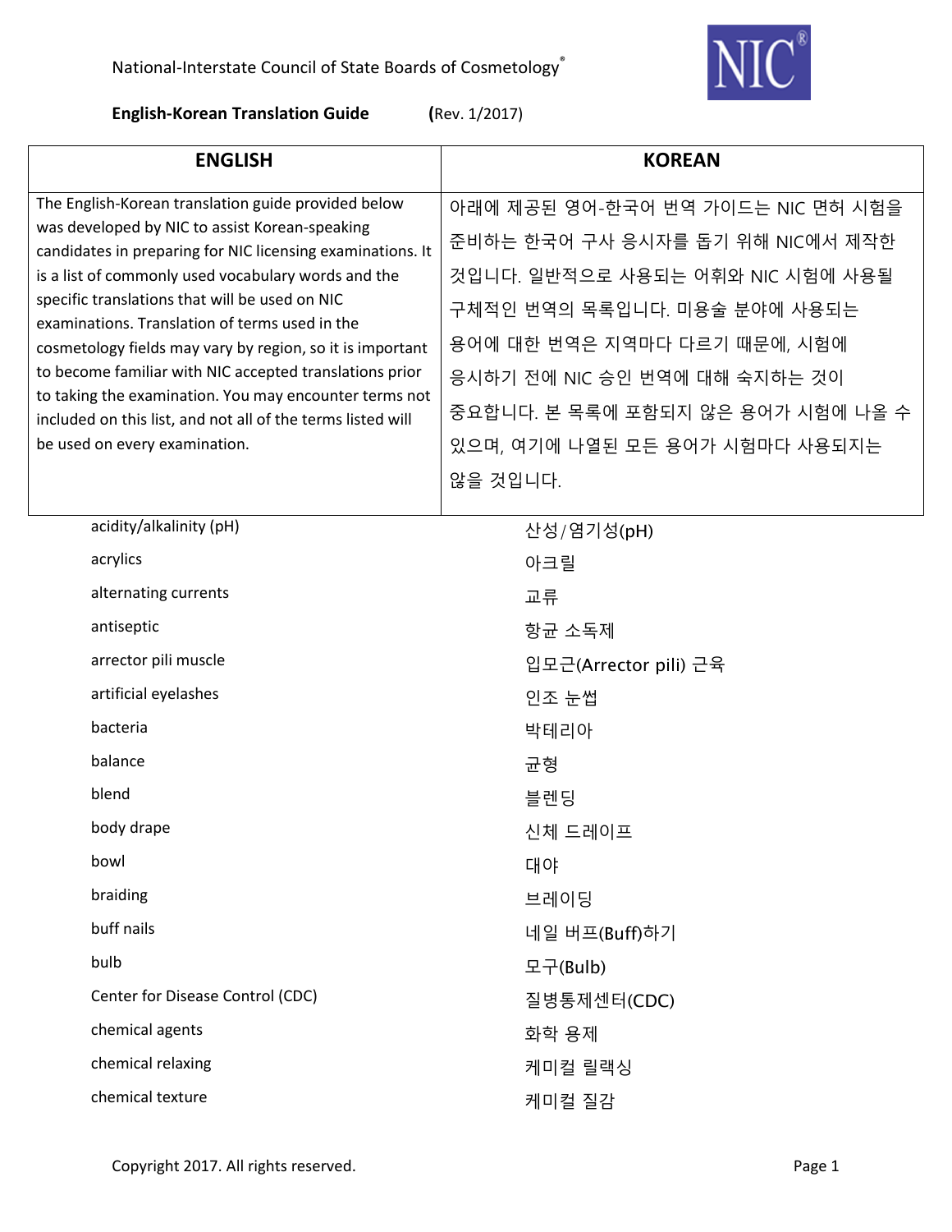National-Interstate Council of State Boards of Cosmetology®

**English-Korean Translation Guide** (Rev. 1/2017)

| ENGLISH | KOREAN |
|---|---|
| The English-Korean translation guide provided below was developed by NIC to assist Korean-speaking candidates in preparing for NIC licensing examinations. It is a list of commonly used vocabulary words and the specific translations that will be used on NIC examinations. Translation of terms used in the cosmetology fields may vary by region, so it is important to become familiar with NIC accepted translations prior to taking the examination. You may encounter terms not included on this list, and not all of the terms listed will be used on every examination. | 아래에 제공된 영어-한국어 번역 가이드는 NIC 면허 시험을 준비하는 한국어 구사 응시자를 돕기 위해 NIC에서 제작한 것입니다. 일반적으로 사용되는 어휘와 NIC 시험에 사용될 구체적인 번역의 목록입니다. 미용술 분야에 사용되는 용어에 대한 번역은 지역마다 다르기 때문에, 시험에 응시하기 전에 NIC 승인 번역에 대해 숙지하는 것이 중요합니다. 본 목록에 포함되지 않은 용어가 시험에 나올 수 있으며, 여기에 나열된 모든 용어가 시험마다 사용되지는 않을 것입니다. |
| acidity/alkalinity (pH) | 산성/염기성(pH) |
| acrylics | 아크릴 |
| alternating currents | 교류 |
| antiseptic | 항균 소독제 |
| arrector pili muscle | 입모근(Arrector pili) 근육 |
| artificial eyelashes | 인조 눈썹 |
| bacteria | 박테리아 |
| balance | 균형 |
| blend | 블렌딩 |
| body drape | 신체 드레이프 |
| bowl | 대야 |
| braiding | 브레이딩 |
| buff nails | 네일 버프(Buff)하기 |
| bulb | 모구(Bulb) |
| Center for Disease Control (CDC) | 질병통제센터(CDC) |
| chemical agents | 화학 용제 |
| chemical relaxing | 케미컬 릴랙싱 |
| chemical texture | 케미컬 질감 |

Copyright 2017. All rights reserved.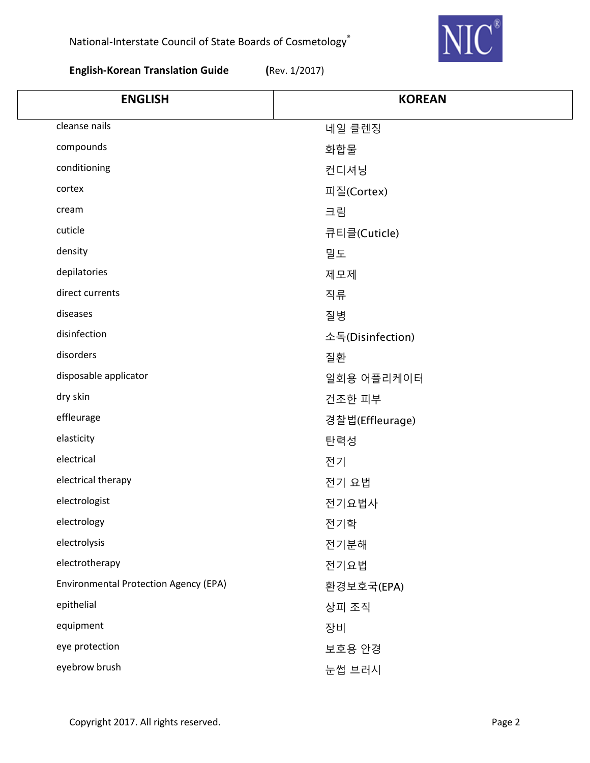| ENGLISH | KOREAN |
| --- | --- |
| cleanse nails | 네일 클렌징 |
| compounds | 화합물 |
| conditioning | 컨디셔닝 |
| cortex | 피질(Cortex) |
| cream | 크림 |
| cuticle | 큐티클(Cuticle) |
| density | 밀도 |
| depilatories | 제모제 |
| direct currents | 직류 |
| diseases | 질병 |
| disinfection | 소독(Disinfection) |
| disorders | 질환 |
| disposable applicator | 일회용 어플리케이터 |
| dry skin | 건조한 피부 |
| effleurage | 경찰법(Effleurage) |
| elasticity | 탄력성 |
| electrical | 전기 |
| electrical therapy | 전기 요법 |
| electrologist | 전기요법사 |
| electrology | 전기학 |
| electrolysis | 전기분해 |
| electrotherapy | 전기요법 |
| Environmental Protection Agency (EPA) | 환경보호국(EPA) |
| epithelial | 상피 조직 |
| equipment | 장비 |
| eye protection | 보호용 안경 |
| eyebrow brush | 눈썹 브러시 |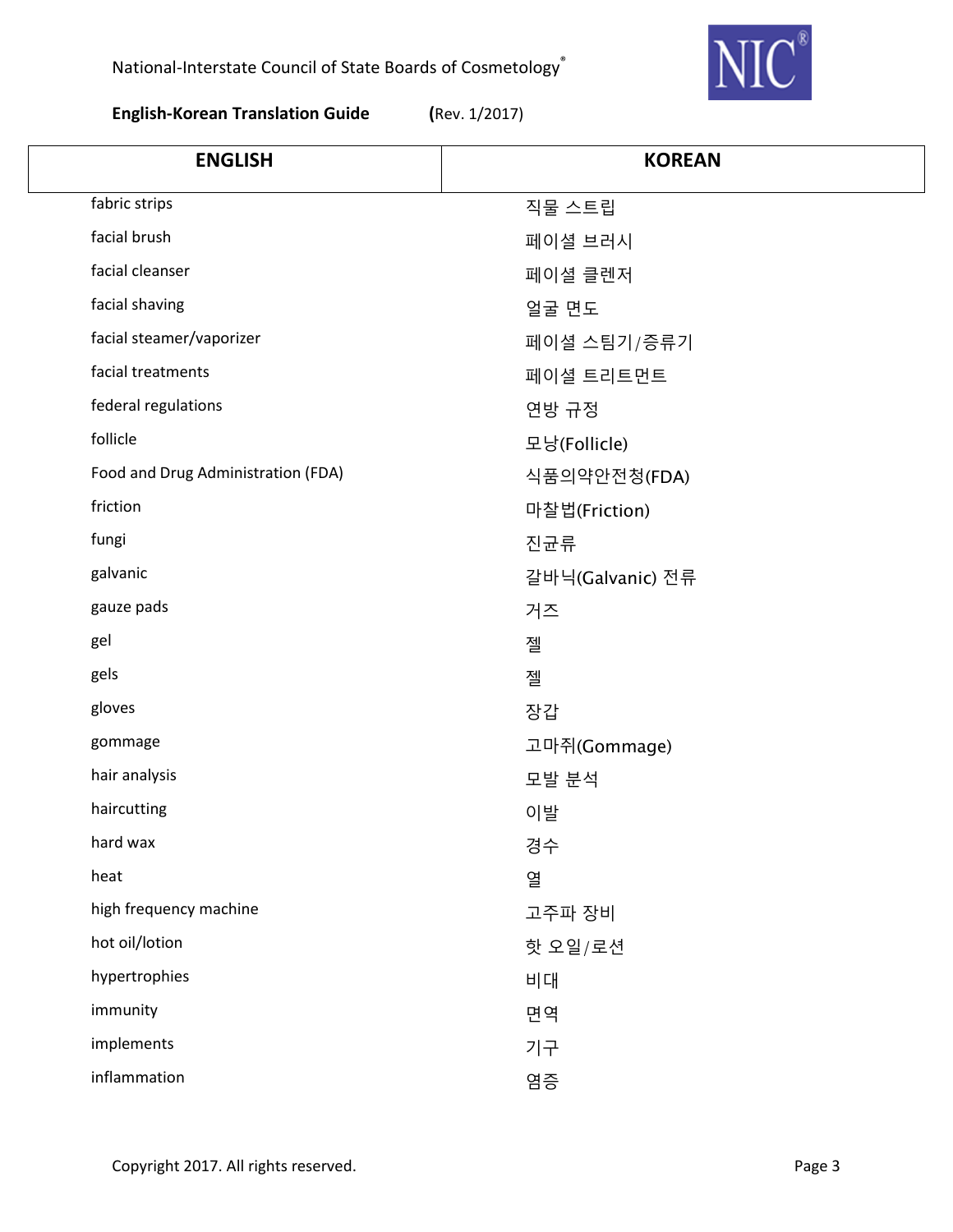National-Interstate Council of State Boards of Cosmetology®

**English-Korean Translation Guide** (Rev. 1/2017)

| ENGLISH | KOREAN |
|---|---|
| fabric strips | 직물 스트립 |
| facial brush | 페이셜 브러시 |
| facial cleanser | 페이셜 클렌저 |
| facial shaving | 얼굴 면도 |
| facial steamer/vaporizer | 페이셜 스팀기/증류기 |
| facial treatments | 페이셜 트리트먼트 |
| federal regulations | 연방 규정 |
| follicle | 모낭(Follicle) |
| Food and Drug Administration (FDA) | 식품의약안전청(FDA) |
| friction | 마찰법(Friction) |
| fungi | 진균류 |
| galvanic | 갈바닉(Galvanic) 전류 |
| gauze pads | 거즈 |
| gel | 젤 |
| gels | 젤 |
| gloves | 장갑 |
| gommage | 고마쥐(Gommage) |
| hair analysis | 모발 분석 |
| haircutting | 이발 |
| hard wax | 경수 |
| heat | 열 |
| high frequency machine | 고주파 장비 |
| hot oil/lotion | 핫 오일/로션 |
| hypertrophies | 비대 |
| immunity | 면역 |
| implements | 기구 |
| inflammation | 염증 |

Copyright 2017. All rights reserved.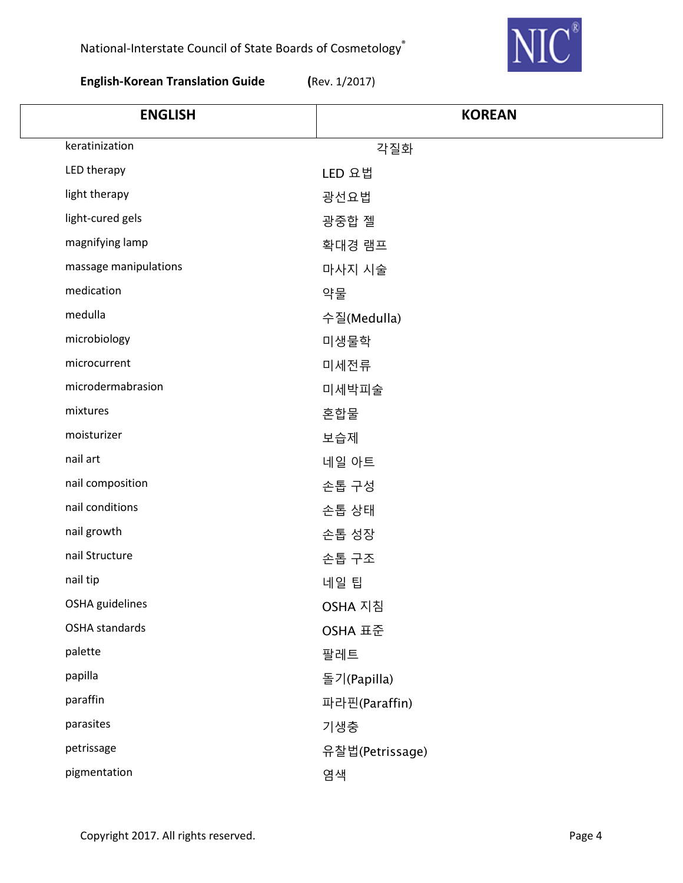National-Interstate Council of State Boards of Cosmetology®

**English-Korean Translation Guide** (Rev. 1/2017)

| ENGLISH | KOREAN |
|---|---|
| keratinization | 각질화 |
| LED therapy | LED 요법 |
| light therapy | 광선요법 |
| light-cured gels | 광중합 젤 |
| magnifying lamp | 확대경 램프 |
| massage manipulations | 마사지 시술 |
| medication | 약물 |
| medulla | 수질(Medulla) |
| microbiology | 미생물학 |
| microcurrent | 미세전류 |
| microdermabrasion | 미세박피술 |
| mixtures | 혼합물 |
| moisturizer | 보습제 |
| nail art | 네일 아트 |
| nail composition | 손톱 구성 |
| nail conditions | 손톱 상태 |
| nail growth | 손톱 성장 |
| nail Structure | 손톱 구조 |
| nail tip | 네일 팁 |
| OSHA guidelines | OSHA 지침 |
| OSHA standards | OSHA 표준 |
| palette | 팔레트 |
| papilla | 돌기(Papilla) |
| paraffin | 파라핀(Paraffin) |
| parasites | 기생충 |
| petrissage | 유찰법(Petrissage) |
| pigmentation | 염색 |

Copyright 2017. All rights reserved.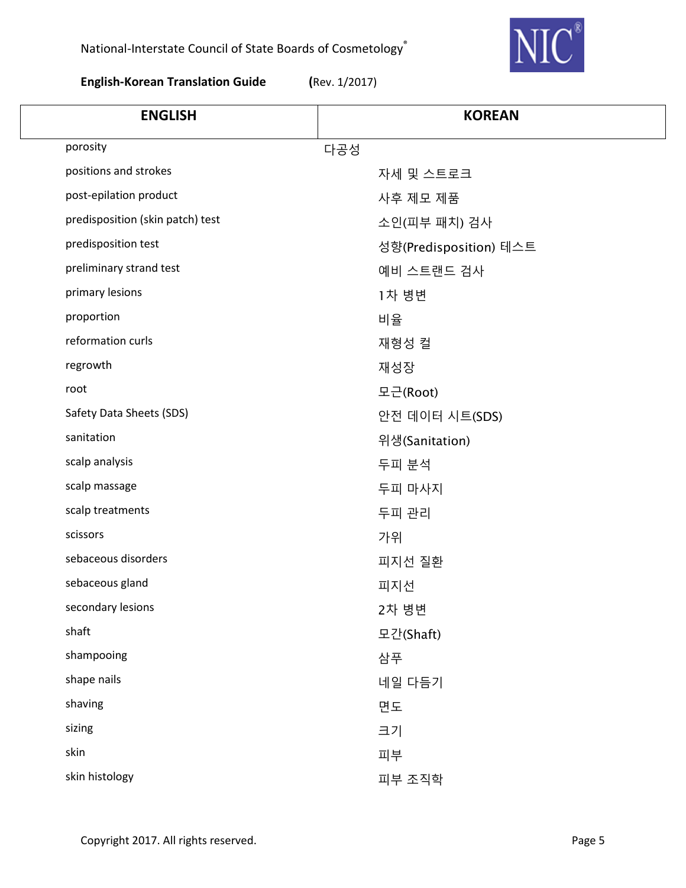National-Interstate Council of State Boards of Cosmetology®

**English-Korean Translation Guide** (Rev. 1/2017)

| ENGLISH | KOREAN |
|---|---|
| porosity | 다공성 |
| positions and strokes | 자세 및 스트로크 |
| post-epilation product | 사후 제모 제품 |
| predisposition (skin patch) test | 소인(피부 패치) 검사 |
| predisposition test | 성향(Predisposition) 테스트 |
| preliminary strand test | 예비 스트랜드 검사 |
| primary lesions | 1차 병변 |
| proportion | 비율 |
| reformation curls | 재형성 컬 |
| regrowth | 재성장 |
| root | 모근(Root) |
| Safety Data Sheets (SDS) | 안전 데이터 시트(SDS) |
| sanitation | 위생(Sanitation) |
| scalp analysis | 두피 분석 |
| scalp massage | 두피 마사지 |
| scalp treatments | 두피 관리 |
| scissors | 가위 |
| sebaceous disorders | 피지선 질환 |
| sebaceous gland | 피지선 |
| secondary lesions | 2차 병변 |
| shaft | 모간(Shaft) |
| shampooing | 샴푸 |
| shape nails | 네일 다듬기 |
| shaving | 면도 |
| sizing | 크기 |
| skin | 피부 |
| skin histology | 피부 조직학 |

Copyright 2017. All rights reserved.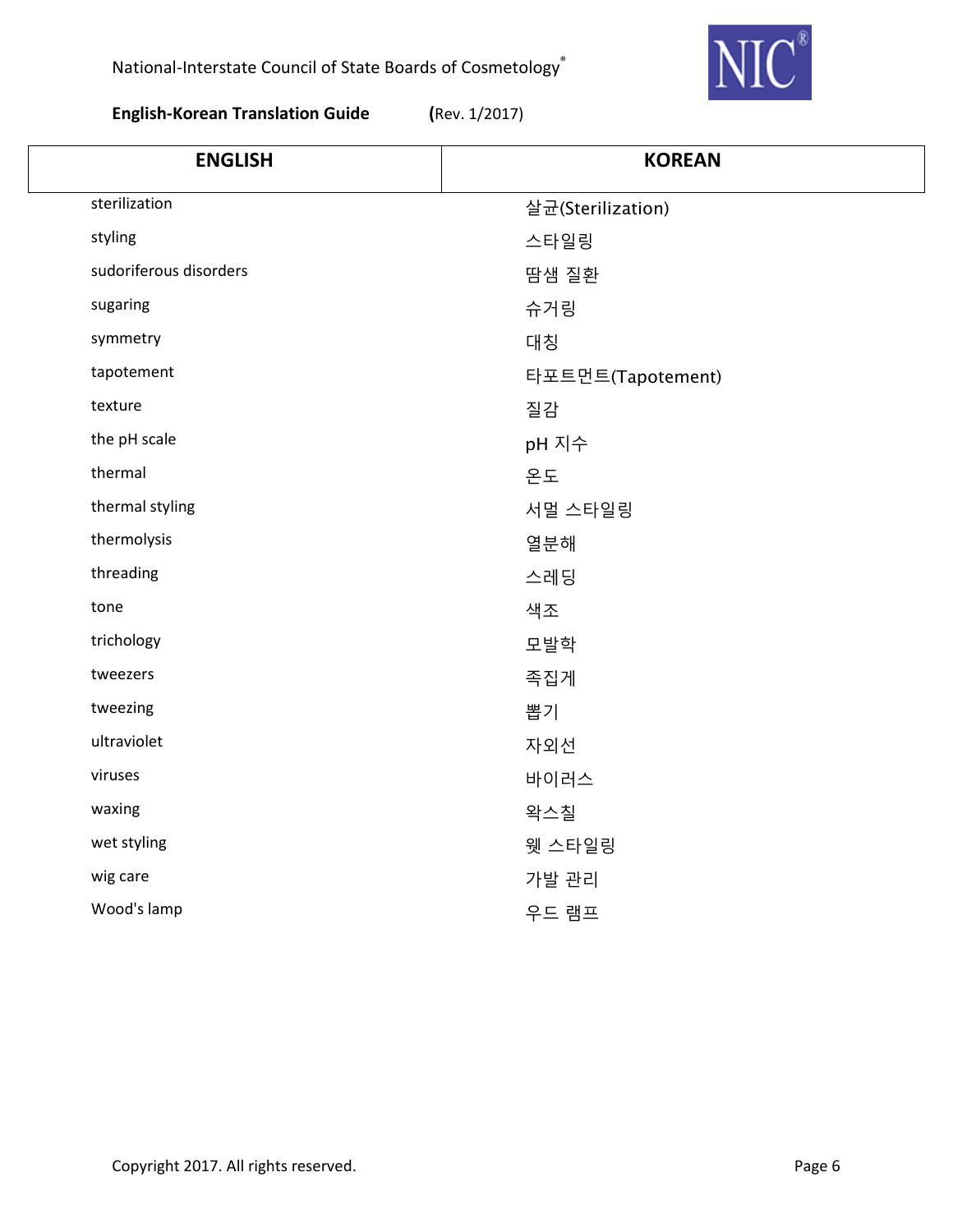National-Interstate Council of State Boards of Cosmetology®

**English-Korean Translation Guide** (Rev. 1/2017)

| ENGLISH | KOREAN |
| --- | --- |
| sterilization | 살균(Sterilization) |
| styling | 스타일링 |
| sudoriferous disorders | 땀샘 질환 |
| sugaring | 슈거링 |
| symmetry | 대칭 |
| tapotement | 타포트먼트(Tapotement) |
| texture | 질감 |
| the pH scale | pH 지수 |
| thermal | 온도 |
| thermal styling | 서멀 스타일링 |
| thermolysis | 열분해 |
| threading | 스레딩 |
| tone | 색조 |
| trichology | 모발학 |
| tweezers | 족집게 |
| tweezing | 뽑기 |
| ultraviolet | 자외선 |
| viruses | 바이러스 |
| waxing | 왁스칠 |
| wet styling | 웻 스타일링 |
| wig care | 가발 관리 |
| Wood's lamp | 우드 램프 |

Copyright 2017. All rights reserved.